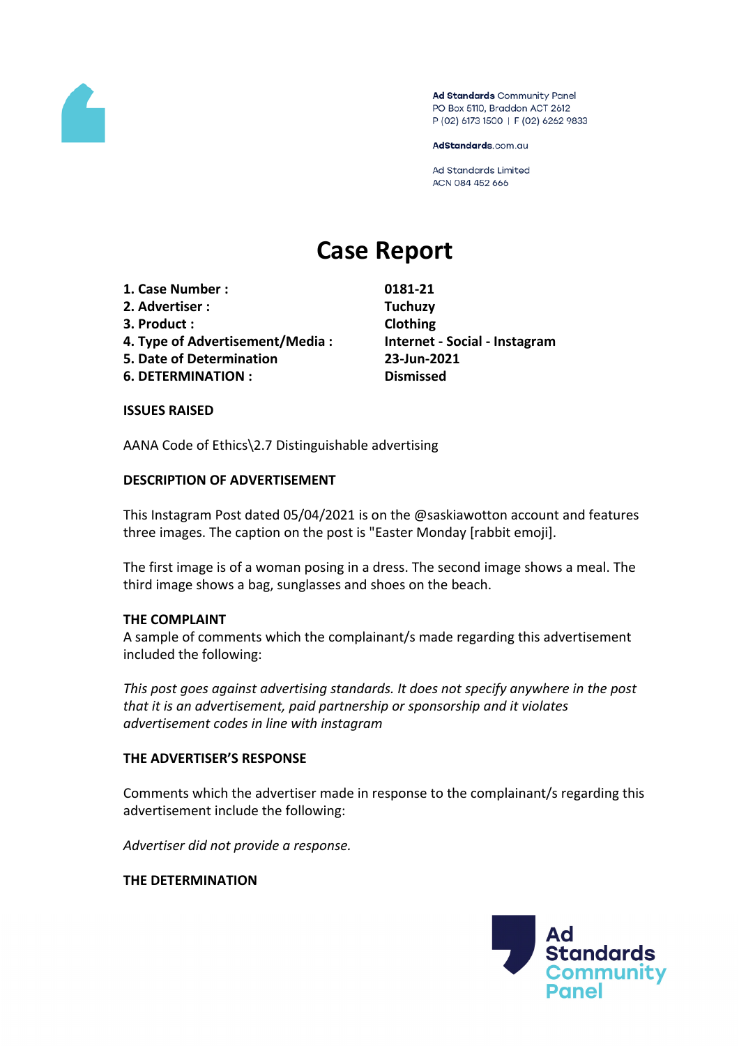Ad Standards Community Panel
PO Box 5110, Braddon ACT 2612
P (02) 6173 1500 | F (02) 6262 9833

AdStandards.com.au

Ad Standards Limited
ACN 084 452 666

# Case Report

| | |
|---|---|
| **1. Case Number :** | **0181-21** |
| **2. Advertiser :** | **Tuchuzy** |
| **3. Product :** | **Clothing** |
| **4. Type of Advertisement/Media :** | **Internet - Social - Instagram** |
| **5. Date of Determination** | **23-Jun-2021** |
| **6. DETERMINATION :** | **Dismissed** |

**ISSUES RAISED**

AANA Code of Ethics\2.7 Distinguishable advertising

**DESCRIPTION OF ADVERTISEMENT**

This Instagram Post dated 05/04/2021 is on the @saskiawotton account and features three images. The caption on the post is "Easter Monday [rabbit emoji].

The first image is of a woman posing in a dress. The second image shows a meal. The third image shows a bag, sunglasses and shoes on the beach.

**THE COMPLAINT**

A sample of comments which the complainant/s made regarding this advertisement included the following:

*This post goes against advertising standards. It does not specify anywhere in the post that it is an advertisement, paid partnership or sponsorship and it violates advertisement codes in line with instagram*

**THE ADVERTISER'S RESPONSE**

Comments which the advertiser made in response to the complainant/s regarding this advertisement include the following:

*Advertiser did not provide a response.*

**THE DETERMINATION**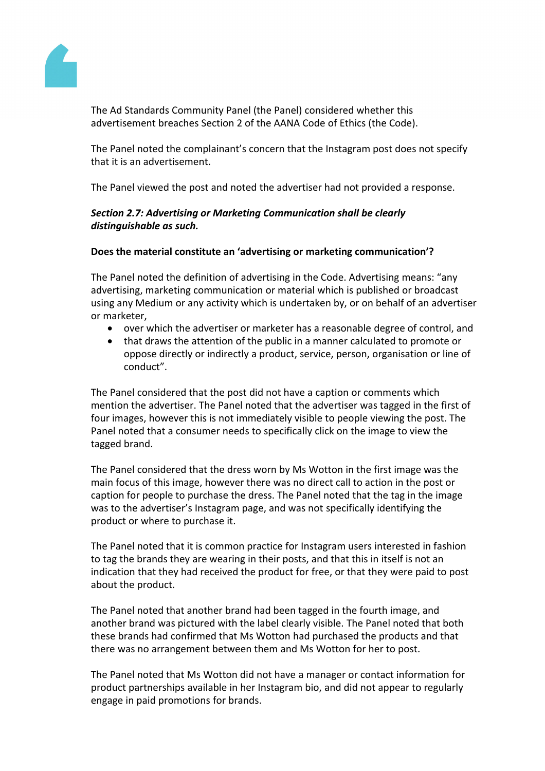The Ad Standards Community Panel (the Panel) considered whether this advertisement breaches Section 2 of the AANA Code of Ethics (the Code).

The Panel noted the complainant's concern that the Instagram post does not specify that it is an advertisement.

The Panel viewed the post and noted the advertiser had not provided a response.

***Section 2.7: Advertising or Marketing Communication shall be clearly distinguishable as such.***

**Does the material constitute an 'advertising or marketing communication'?**

The Panel noted the definition of advertising in the Code. Advertising means: "any advertising, marketing communication or material which is published or broadcast using any Medium or any activity which is undertaken by, or on behalf of an advertiser or marketer,

- over which the advertiser or marketer has a reasonable degree of control, and
- that draws the attention of the public in a manner calculated to promote or oppose directly or indirectly a product, service, person, organisation or line of conduct".

The Panel considered that the post did not have a caption or comments which mention the advertiser. The Panel noted that the advertiser was tagged in the first of four images, however this is not immediately visible to people viewing the post. The Panel noted that a consumer needs to specifically click on the image to view the tagged brand.

The Panel considered that the dress worn by Ms Wotton in the first image was the main focus of this image, however there was no direct call to action in the post or caption for people to purchase the dress. The Panel noted that the tag in the image was to the advertiser's Instagram page, and was not specifically identifying the product or where to purchase it.

The Panel noted that it is common practice for Instagram users interested in fashion to tag the brands they are wearing in their posts, and that this in itself is not an indication that they had received the product for free, or that they were paid to post about the product.

The Panel noted that another brand had been tagged in the fourth image, and another brand was pictured with the label clearly visible. The Panel noted that both these brands had confirmed that Ms Wotton had purchased the products and that there was no arrangement between them and Ms Wotton for her to post.

The Panel noted that Ms Wotton did not have a manager or contact information for product partnerships available in her Instagram bio, and did not appear to regularly engage in paid promotions for brands.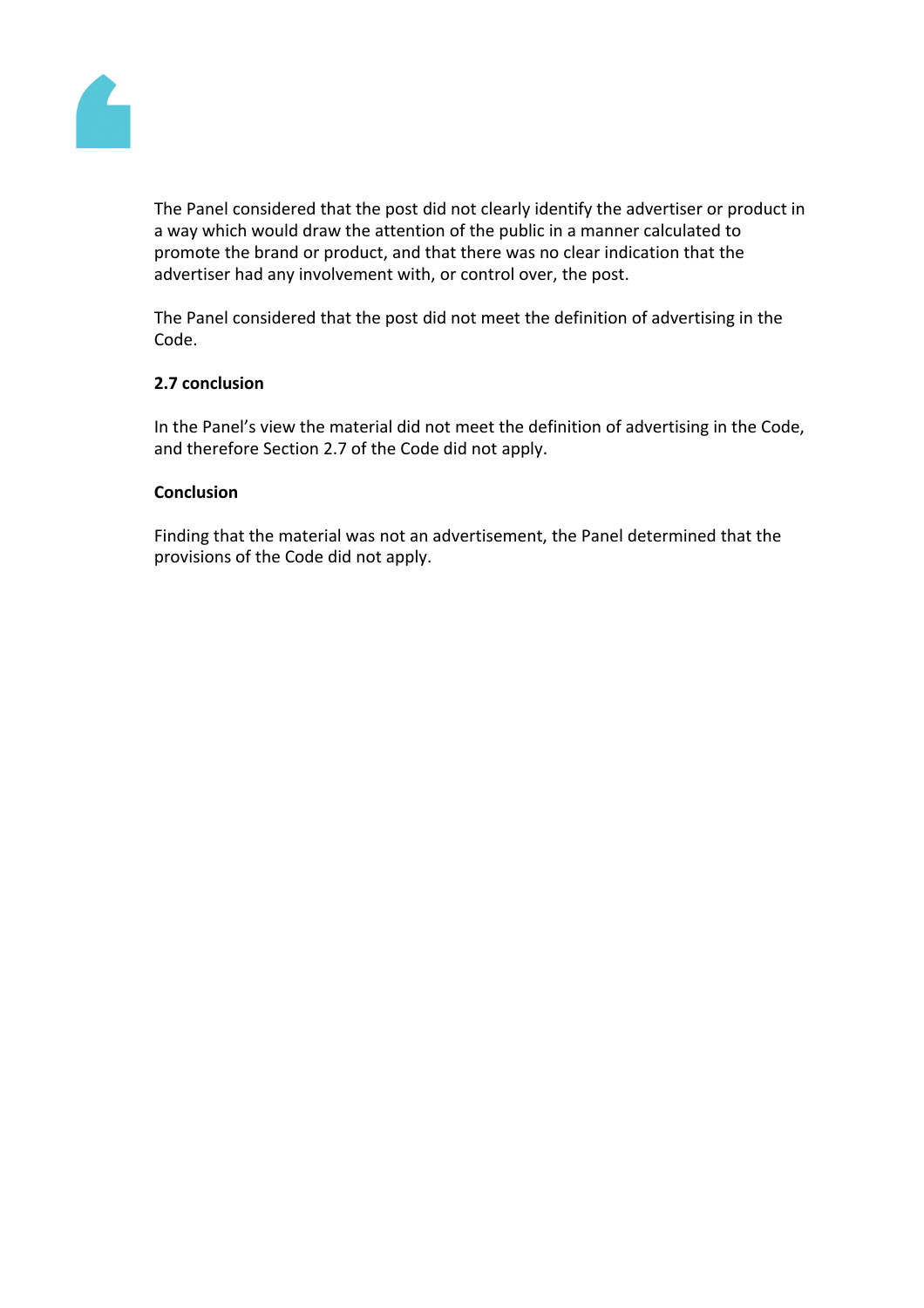The Panel considered that the post did not clearly identify the advertiser or product in a way which would draw the attention of the public in a manner calculated to promote the brand or product, and that there was no clear indication that the advertiser had any involvement with, or control over, the post.

The Panel considered that the post did not meet the definition of advertising in the Code.

**2.7 conclusion**

In the Panel's view the material did not meet the definition of advertising in the Code, and therefore Section 2.7 of the Code did not apply.

**Conclusion**

Finding that the material was not an advertisement, the Panel determined that the provisions of the Code did not apply.